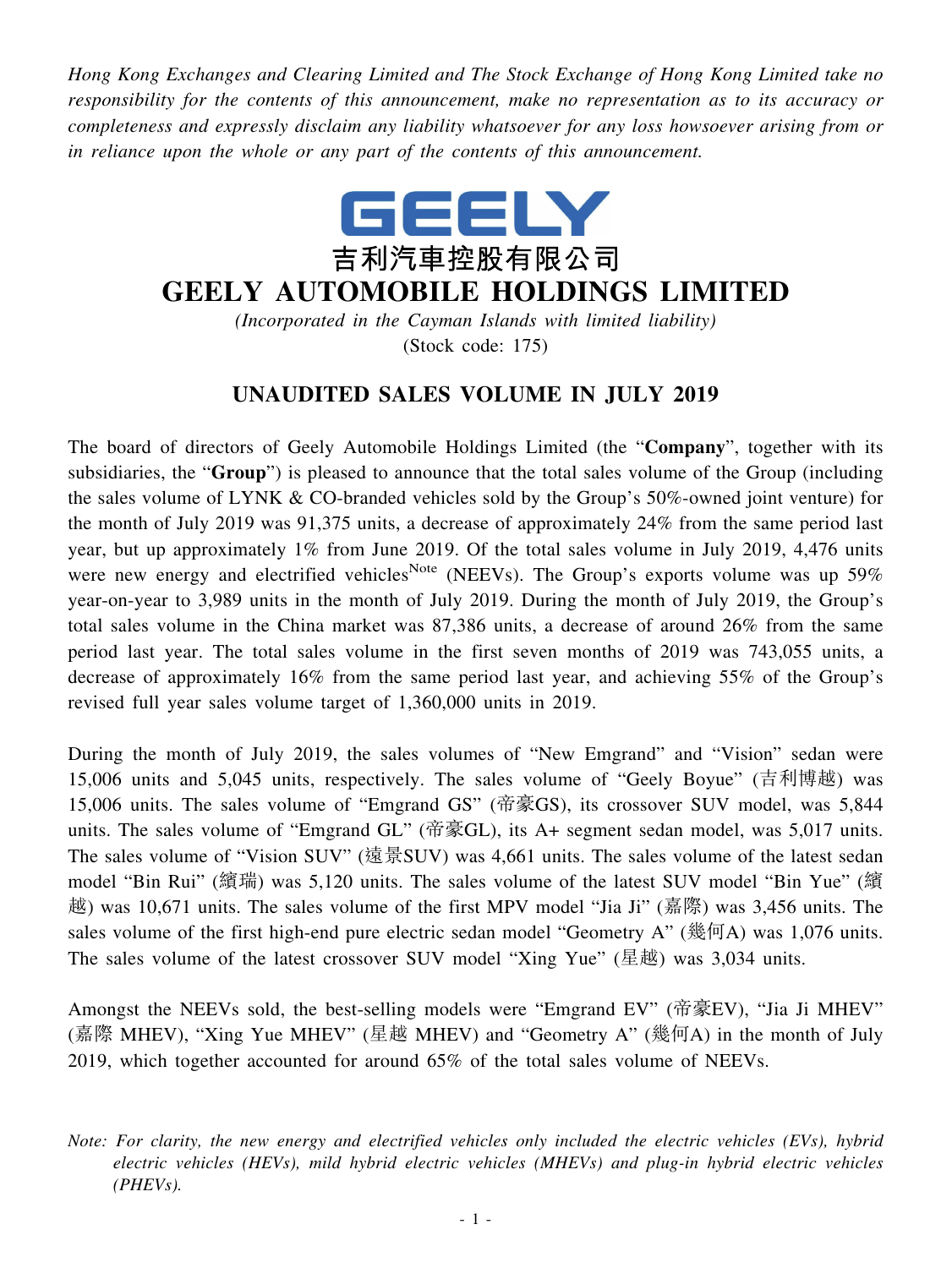*Hong Kong Exchanges and Clearing Limited and The Stock Exchange of Hong Kong Limited take no responsibility for the contents of this announcement, make no representation as to its accuracy or completeness and expressly disclaim any liability whatsoever for any loss howsoever arising from or in reliance upon the whole or any part of the contents of this announcement.*

GEELY

# 吉利汽車控股有限公司
# GEELY AUTOMOBILE HOLDINGS LIMITED

*(Incorporated in the Cayman Islands with limited liability)*
(Stock code: 175)

## UNAUDITED SALES VOLUME IN JULY 2019

The board of directors of Geely Automobile Holdings Limited (the "**Company**", together with its subsidiaries, the "**Group**") is pleased to announce that the total sales volume of the Group (including the sales volume of LYNK & CO-branded vehicles sold by the Group's 50%-owned joint venture) for the month of July 2019 was 91,375 units, a decrease of approximately 24% from the same period last year, but up approximately 1% from June 2019. Of the total sales volume in July 2019, 4,476 units were new energy and electrified vehicles[Note] (NEEVs). The Group's exports volume was up 59% year-on-year to 3,989 units in the month of July 2019. During the month of July 2019, the Group's total sales volume in the China market was 87,386 units, a decrease of around 26% from the same period last year. The total sales volume in the first seven months of 2019 was 743,055 units, a decrease of approximately 16% from the same period last year, and achieving 55% of the Group's revised full year sales volume target of 1,360,000 units in 2019.

During the month of July 2019, the sales volumes of "New Emgrand" and "Vision" sedan were 15,006 units and 5,045 units, respectively. The sales volume of "Geely Boyue" (吉利博越) was 15,006 units. The sales volume of "Emgrand GS" (帝豪GS), its crossover SUV model, was 5,844 units. The sales volume of "Emgrand GL" (帝豪GL), its A+ segment sedan model, was 5,017 units. The sales volume of "Vision SUV" (遠景SUV) was 4,661 units. The sales volume of the latest sedan model "Bin Rui" (繽瑞) was 5,120 units. The sales volume of the latest SUV model "Bin Yue" (繽越) was 10,671 units. The sales volume of the first MPV model "Jia Ji" (嘉際) was 3,456 units. The sales volume of the first high-end pure electric sedan model "Geometry A" (幾何A) was 1,076 units. The sales volume of the latest crossover SUV model "Xing Yue" (星越) was 3,034 units.

Amongst the NEEVs sold, the best-selling models were "Emgrand EV" (帝豪EV), "Jia Ji MHEV" (嘉際 MHEV), "Xing Yue MHEV" (星越 MHEV) and "Geometry A" (幾何A) in the month of July 2019, which together accounted for around 65% of the total sales volume of NEEVs.

*Note: For clarity, the new energy and electrified vehicles only included the electric vehicles (EVs), hybrid electric vehicles (HEVs), mild hybrid electric vehicles (MHEVs) and plug-in hybrid electric vehicles (PHEVs).*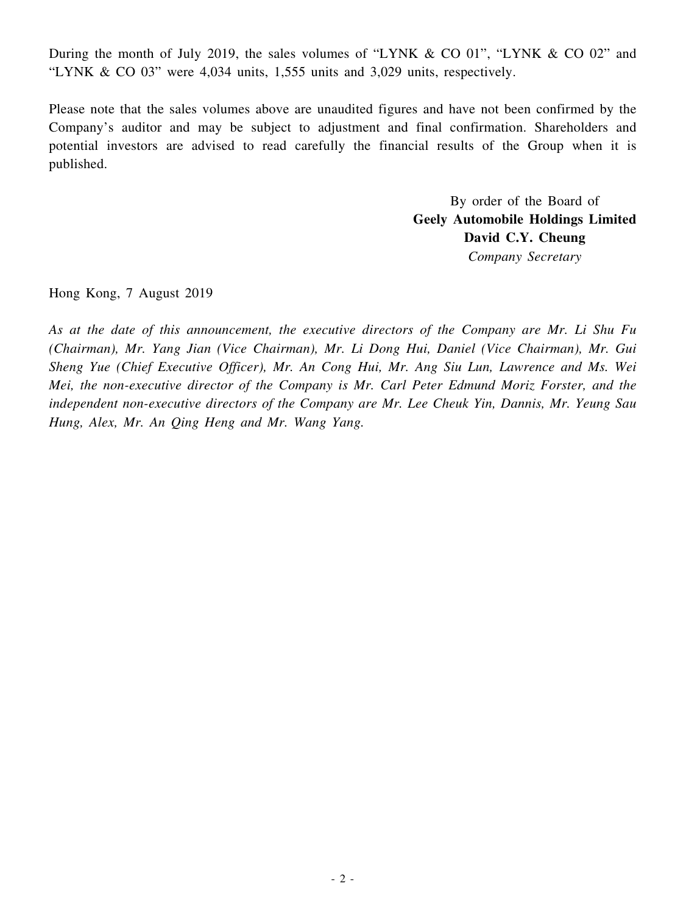During the month of July 2019, the sales volumes of "LYNK & CO 01", "LYNK & CO 02" and "LYNK & CO 03" were 4,034 units, 1,555 units and 3,029 units, respectively.

Please note that the sales volumes above are unaudited figures and have not been confirmed by the Company's auditor and may be subject to adjustment and final confirmation. Shareholders and potential investors are advised to read carefully the financial results of the Group when it is published.

By order of the Board of
**Geely Automobile Holdings Limited**
**David C.Y. Cheung**
*Company Secretary*

Hong Kong, 7 August 2019

*As at the date of this announcement, the executive directors of the Company are Mr. Li Shu Fu (Chairman), Mr. Yang Jian (Vice Chairman), Mr. Li Dong Hui, Daniel (Vice Chairman), Mr. Gui Sheng Yue (Chief Executive Officer), Mr. An Cong Hui, Mr. Ang Siu Lun, Lawrence and Ms. Wei Mei, the non-executive director of the Company is Mr. Carl Peter Edmund Moriz Forster, and the independent non-executive directors of the Company are Mr. Lee Cheuk Yin, Dannis, Mr. Yeung Sau Hung, Alex, Mr. An Qing Heng and Mr. Wang Yang.*